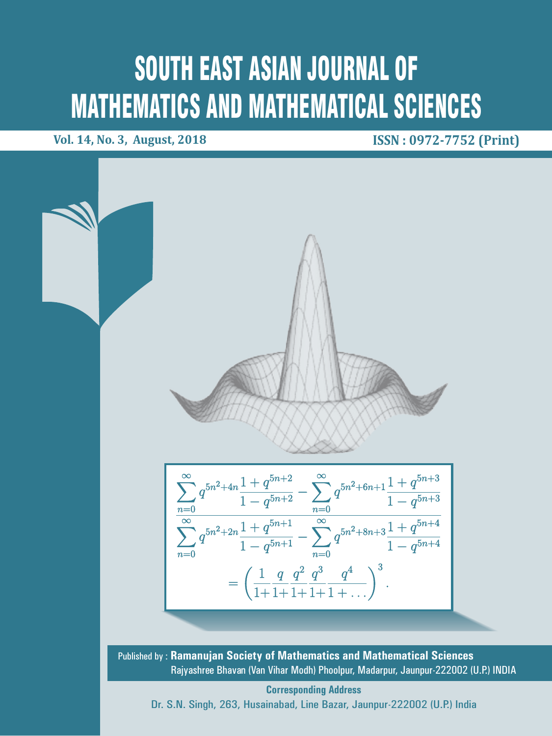# SOUTH EAST ASIAN JOURNAL OF MATHEMATICS AND MATHEMATICAL SCIENCES

**Vol. 14, No. 3, August, 2018** **ISSN : 0972-7752 (Print)**

$$\frac{\displaystyle\sum_{n=0}^{\infty} q^{5n^2+4n}\frac{1+q^{5n+2}}{1-q^{5n+2}} - \sum_{n=0}^{\infty} q^{5n^2+6n+1}\frac{1+q^{5n+3}}{1-q^{5n+3}}}{\displaystyle\sum_{n=0}^{\infty} q^{5n^2+2n}\frac{1+q^{5n+1}}{1-q^{5n+1}} - \sum_{n=0}^{\infty} q^{5n^2+8n+3}\frac{1+q^{5n+4}}{1-q^{5n+4}}}$$

$$= \left(\frac{1}{1+}\frac{q}{1+}\frac{q^2}{1+}\frac{q^3}{1+}\frac{q^4}{1+\ldots}\right)^3.$$

Published by : **Ramanujan Society of Mathematics and Mathematical Sciences**
Rajyashree Bhavan (Van Vihar Modh) Phoolpur, Madarpur, Jaunpur-222002 (U.P.) INDIA

**Corresponding Address**
Dr. S.N. Singh, 263, Husainabad, Line Bazar, Jaunpur-222002 (U.P.) India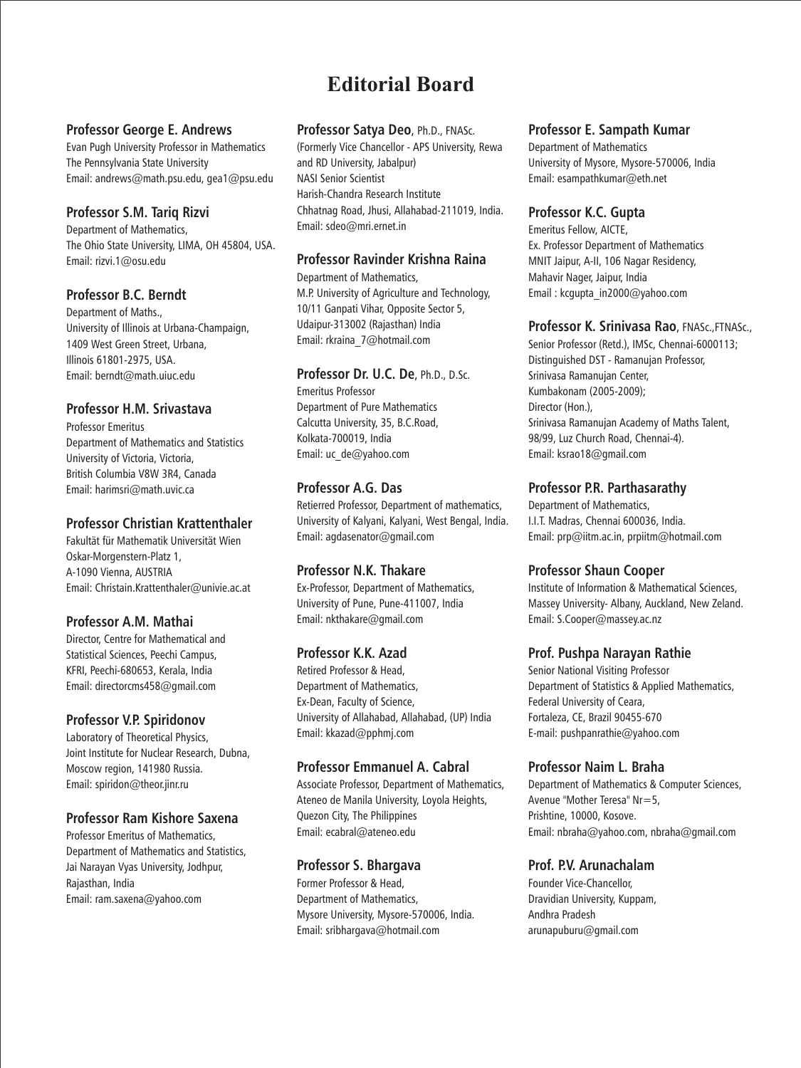# Editorial Board

**Professor George E. Andrews**
Evan Pugh University Professor in Mathematics
The Pennsylvania State University
Email: andrews@math.psu.edu, gea1@psu.edu

**Professor S.M. Tariq Rizvi**
Department of Mathematics,
The Ohio State University, LIMA, OH 45804, USA.
Email: rizvi.1@osu.edu

**Professor B.C. Berndt**
Department of Maths.,
University of Illinois at Urbana-Champaign,
1409 West Green Street, Urbana,
Illinois 61801-2975, USA.
Email: berndt@math.uiuc.edu

**Professor H.M. Srivastava**
Professor Emeritus
Department of Mathematics and Statistics
University of Victoria, Victoria,
British Columbia V8W 3R4, Canada
Email: harimsri@math.uvic.ca

**Professor Christian Krattenthaler**
Fakultät für Mathematik Universität Wien
Oskar-Morgenstern-Platz 1,
A-1090 Vienna, AUSTRIA
Email: Christain.Krattenthaler@univie.ac.at

**Professor A.M. Mathai**
Director, Centre for Mathematical and
Statistical Sciences, Peechi Campus,
KFRI, Peechi-680653, Kerala, India
Email: directorcms458@gmail.com

**Professor V.P. Spiridonov**
Laboratory of Theoretical Physics,
Joint Institute for Nuclear Research, Dubna,
Moscow region, 141980 Russia.
Email: spiridon@theor.jinr.ru

**Professor Ram Kishore Saxena**
Professor Emeritus of Mathematics,
Department of Mathematics and Statistics,
Jai Narayan Vyas University, Jodhpur,
Rajasthan, India
Email: ram.saxena@yahoo.com

**Professor Satya Deo**, Ph.D., FNASc.
(Formerly Vice Chancellor - APS University, Rewa
and RD University, Jabalpur)
NASI Senior Scientist
Harish-Chandra Research Institute
Chhatnag Road, Jhusi, Allahabad-211019, India.
Email: sdeo@mri.ernet.in

**Professor Ravinder Krishna Raina**
Department of Mathematics,
M.P. University of Agriculture and Technology,
10/11 Ganpati Vihar, Opposite Sector 5,
Udaipur-313002 (Rajasthan) India
Email: rkraina_7@hotmail.com

**Professor Dr. U.C. De**, Ph.D., D.Sc.
Emeritus Professor
Department of Pure Mathematics
Calcutta University, 35, B.C.Road,
Kolkata-700019, India
Email: uc_de@yahoo.com

**Professor A.G. Das**
Retierred Professor, Department of mathematics,
University of Kalyani, Kalyani, West Bengal, India.
Email: agdasenator@gmail.com

**Professor N.K. Thakare**
Ex-Professor, Department of Mathematics,
University of Pune, Pune-411007, India
Email: nkthakare@gmail.com

**Professor K.K. Azad**
Retired Professor & Head,
Department of Mathematics,
Ex-Dean, Faculty of Science,
University of Allahabad, Allahabad, (UP) India
Email: kkazad@pphmj.com

**Professor Emmanuel A. Cabral**
Associate Professor, Department of Mathematics,
Ateneo de Manila University, Loyola Heights,
Quezon City, The Philippines
Email: ecabral@ateneo.edu

**Professor S. Bhargava**
Former Professor & Head,
Department of Mathematics,
Mysore University, Mysore-570006, India.
Email: sribhargava@hotmail.com

**Professor E. Sampath Kumar**
Department of Mathematics
University of Mysore, Mysore-570006, India
Email: esampathkumar@eth.net

**Professor K.C. Gupta**
Emeritus Fellow, AICTE,
Ex. Professor Department of Mathematics
MNIT Jaipur, A-II, 106 Nagar Residency,
Mahavir Nager, Jaipur, India
Email : kcgupta_in2000@yahoo.com

**Professor K. Srinivasa Rao**, FNASc.,FTNASc.,
Senior Professor (Retd.), IMSc, Chennai-6000113;
Distinguished DST - Ramanujan Professor,
Srinivasa Ramanujan Center,
Kumbakonam (2005-2009);
Director (Hon.),
Srinivasa Ramanujan Academy of Maths Talent,
98/99, Luz Church Road, Chennai-4).
Email: ksrao18@gmail.com

**Professor P.R. Parthasarathy**
Department of Mathematics,
I.I.T. Madras, Chennai 600036, India.
Email: prp@iitm.ac.in, prpiitm@hotmail.com

**Professor Shaun Cooper**
Institute of Information & Mathematical Sciences,
Massey University- Albany, Auckland, New Zeland.
Email: S.Cooper@massey.ac.nz

**Prof. Pushpa Narayan Rathie**
Senior National Visiting Professor
Department of Statistics & Applied Mathematics,
Federal University of Ceara,
Fortaleza, CE, Brazil 90455-670
E-mail: pushpanrathie@yahoo.com

**Professor Naim L. Braha**
Department of Mathematics & Computer Sciences,
Avenue "Mother Teresa" Nr=5,
Prishtine, 10000, Kosove.
Email: nbraha@yahoo.com, nbraha@gmail.com

**Prof. P.V. Arunachalam**
Founder Vice-Chancellor,
Dravidian University, Kuppam,
Andhra Pradesh
arunapuburu@gmail.com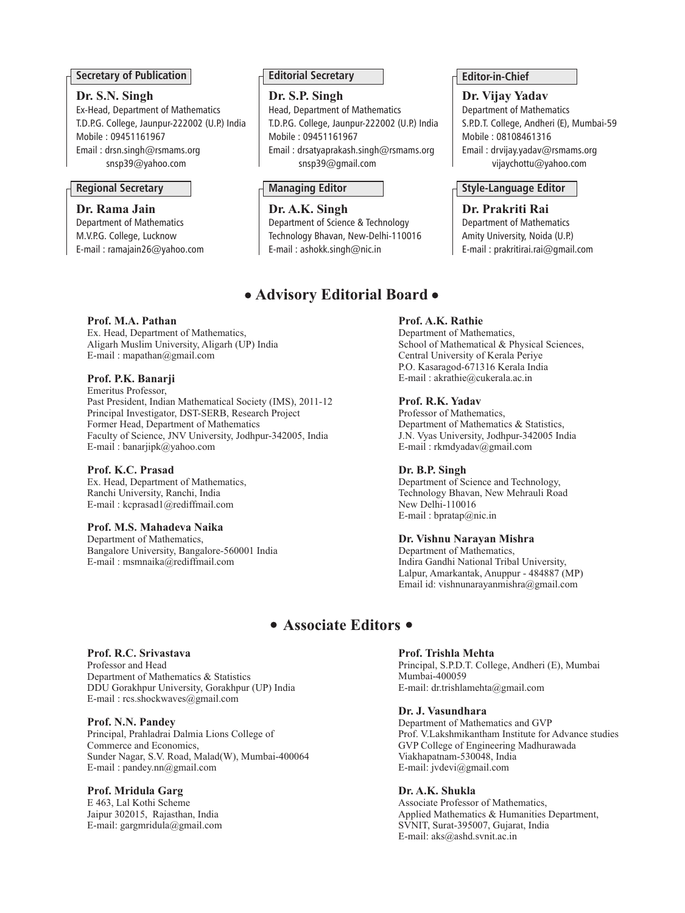### Secretary of Publication

**Dr. S.N. Singh**
Ex-Head, Department of Mathematics
T.D.P.G. College, Jaunpur-222002 (U.P.) India
Mobile : 09451161967
Email : drsn.singh@rsmams.org
snsp39@yahoo.com

### Editorial Secretary

**Dr. S.P. Singh**
Head, Department of Mathematics
T.D.P.G. College, Jaunpur-222002 (U.P.) India
Mobile : 09451161967
Email : drsatyaprakash.singh@rsmams.org
snsp39@gmail.com

### Editor-in-Chief

**Dr. Vijay Yadav**
Department of Mathematics
S.P.D.T. College, Andheri (E), Mumbai-59
Mobile : 08108461316
Email : drvijay.yadav@rsmams.org
vijaychottu@yahoo.com

### Regional Secretary

**Dr. Rama Jain**
Department of Mathematics
M.V.P.G. College, Lucknow
E-mail : ramajain26@yahoo.com

### Managing Editor

**Dr. A.K. Singh**
Department of Science & Technology
Technology Bhavan, New-Delhi-110016
E-mail : ashokk.singh@nic.in

### Style-Language Editor

**Dr. Prakriti Rai**
Department of Mathematics
Amity University, Noida (U.P.)
E-mail : prakritirai.rai@gmail.com

## • Advisory Editorial Board •

**Prof. M.A. Pathan**
Ex. Head, Department of Mathematics,
Aligarh Muslim University, Aligarh (UP) India
E-mail : mapathan@gmail.com

**Prof. P.K. Banarji**
Emeritus Professor,
Past President, Indian Mathematical Society (IMS), 2011-12
Principal Investigator, DST-SERB, Research Project
Former Head, Department of Mathematics
Faculty of Science, JNV University, Jodhpur-342005, India
E-mail : banarjipk@yahoo.com

**Prof. K.C. Prasad**
Ex. Head, Department of Mathematics,
Ranchi University, Ranchi, India
E-mail : kcprasad1@rediffmail.com

**Prof. M.S. Mahadeva Naika**
Department of Mathematics,
Bangalore University, Bangalore-560001 India
E-mail : msmnaika@rediffmail.com

**Prof. A.K. Rathie**
Department of Mathematics,
School of Mathematical & Physical Sciences,
Central University of Kerala Periye
P.O. Kasaragod-671316 Kerala India
E-mail : akrathie@cukerala.ac.in

**Prof. R.K. Yadav**
Professor of Mathematics,
Department of Mathematics & Statistics,
J.N. Vyas University, Jodhpur-342005 India
E-mail : rkmdyadav@gmail.com

**Dr. B.P. Singh**
Department of Science and Technology,
Technology Bhavan, New Mehrauli Road
New Delhi-110016
E-mail : bpratap@nic.in

**Dr. Vishnu Narayan Mishra**
Department of Mathematics,
Indira Gandhi National Tribal University,
Lalpur, Amarkantak, Anuppur - 484887 (MP)
Email id: vishnunarayanmishra@gmail.com

## • Associate Editors •

**Prof. R.C. Srivastava**
Professor and Head
Department of Mathematics & Statistics
DDU Gorakhpur University, Gorakhpur (UP) India
E-mail : rcs.shockwaves@gmail.com

**Prof. N.N. Pandey**
Principal, Prahladrai Dalmia Lions College of
Commerce and Economics,
Sunder Nagar, S.V. Road, Malad(W), Mumbai-400064
E-mail : pandey.nn@gmail.com

**Prof. Mridula Garg**
E 463, Lal Kothi Scheme
Jaipur 302015, Rajasthan, India
E-mail: gargmridula@gmail.com

**Prof. Trishla Mehta**
Principal, S.P.D.T. College, Andheri (E), Mumbai
Mumbai-400059
E-mail: dr.trishlamehta@gmail.com

**Dr. J. Vasundhara**
Department of Mathematics and GVP
Prof. V.Lakshmikantham Institute for Advance studies
GVP College of Engineering Madhurawada
Viakhapatnam-530048, India
E-mail: jvdevi@gmail.com

**Dr. A.K. Shukla**
Associate Professor of Mathematics,
Applied Mathematics & Humanities Department,
SVNIT, Surat-395007, Gujarat, India
E-mail: aks@ashd.svnit.ac.in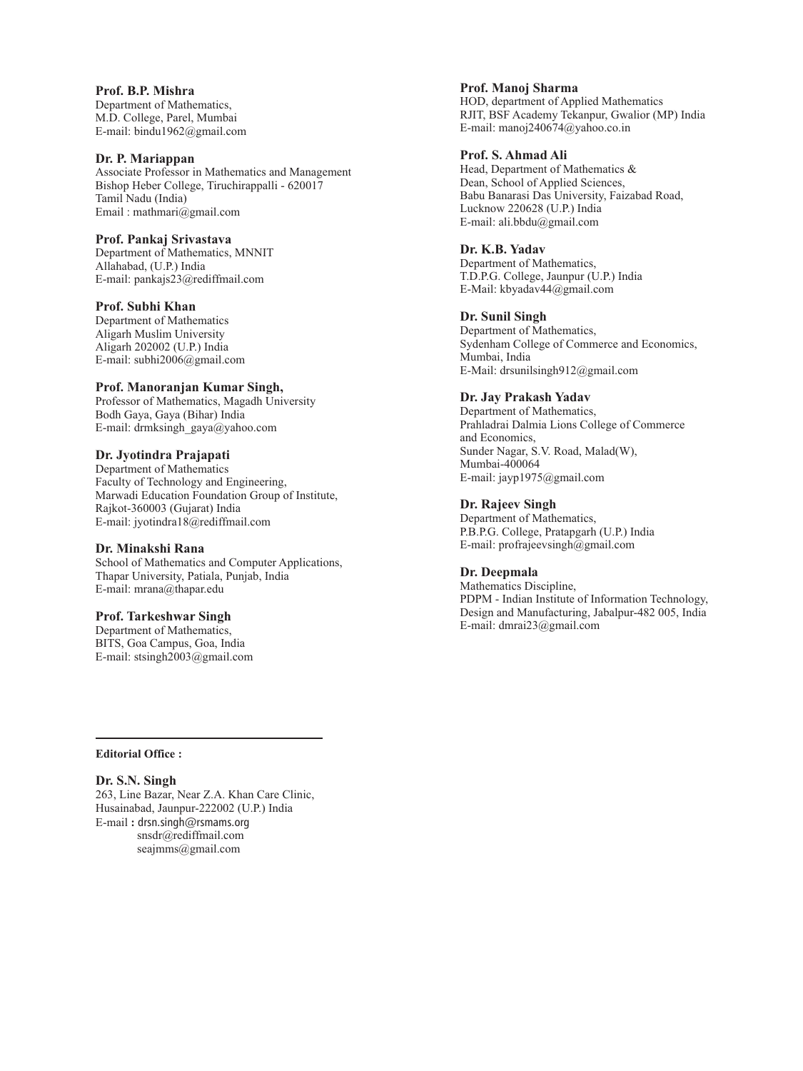**Prof. B.P. Mishra**
Department of Mathematics,
M.D. College, Parel, Mumbai
E-mail: bindu1962@gmail.com

**Dr. P. Mariappan**
Associate Professor in Mathematics and Management
Bishop Heber College, Tiruchirappalli - 620017
Tamil Nadu (India)
Email : mathmari@gmail.com

**Prof. Pankaj Srivastava**
Department of Mathematics, MNNIT
Allahabad, (U.P.) India
E-mail: pankajs23@rediffmail.com

**Prof. Subhi Khan**
Department of Mathematics
Aligarh Muslim University
Aligarh 202002 (U.P.) India
E-mail: subhi2006@gmail.com

**Prof. Manoranjan Kumar Singh,**
Professor of Mathematics, Magadh University
Bodh Gaya, Gaya (Bihar) India
E-mail: drmksingh_gaya@yahoo.com

**Dr. Jyotindra Prajapati**
Department of Mathematics
Faculty of Technology and Engineering,
Marwadi Education Foundation Group of Institute,
Rajkot-360003 (Gujarat) India
E-mail: jyotindra18@rediffmail.com

**Dr. Minakshi Rana**
School of Mathematics and Computer Applications,
Thapar University, Patiala, Punjab, India
E-mail: mrana@thapar.edu

**Prof. Tarkeshwar Singh**
Department of Mathematics,
BITS, Goa Campus, Goa, India
E-mail: stsingh2003@gmail.com

**Prof. Manoj Sharma**
HOD, department of Applied Mathematics
RJIT, BSF Academy Tekanpur, Gwalior (MP) India
E-mail: manoj240674@yahoo.co.in

**Prof. S. Ahmad Ali**
Head, Department of Mathematics &
Dean, School of Applied Sciences,
Babu Banarasi Das University, Faizabad Road,
Lucknow 220628 (U.P.) India
E-mail: ali.bbdu@gmail.com

**Dr. K.B. Yadav**
Department of Mathematics,
T.D.P.G. College, Jaunpur (U.P.) India
E-Mail: kbyadav44@gmail.com

**Dr. Sunil Singh**
Department of Mathematics,
Sydenham College of Commerce and Economics,
Mumbai, India
E-Mail: drsunilsingh912@gmail.com

**Dr. Jay Prakash Yadav**
Department of Mathematics,
Prahladrai Dalmia Lions College of Commerce
and Economics,
Sunder Nagar, S.V. Road, Malad(W),
Mumbai-400064
E-mail: jayp1975@gmail.com

**Dr. Rajeev Singh**
Department of Mathematics,
P.B.P.G. College, Pratapgarh (U.P.) India
E-mail: profrajeevsingh@gmail.com

**Dr. Deepmala**
Mathematics Discipline,
PDPM - Indian Institute of Information Technology,
Design and Manufacturing, Jabalpur-482 005, India
E-mail: dmrai23@gmail.com

---

**Editorial Office :**

**Dr. S.N. Singh**
263, Line Bazar, Near Z.A. Khan Care Clinic,
Husainabad, Jaunpur-222002 (U.P.) India
E-mail : drsn.singh@rsmams.org
snsdr@rediffmail.com
seajmms@gmail.com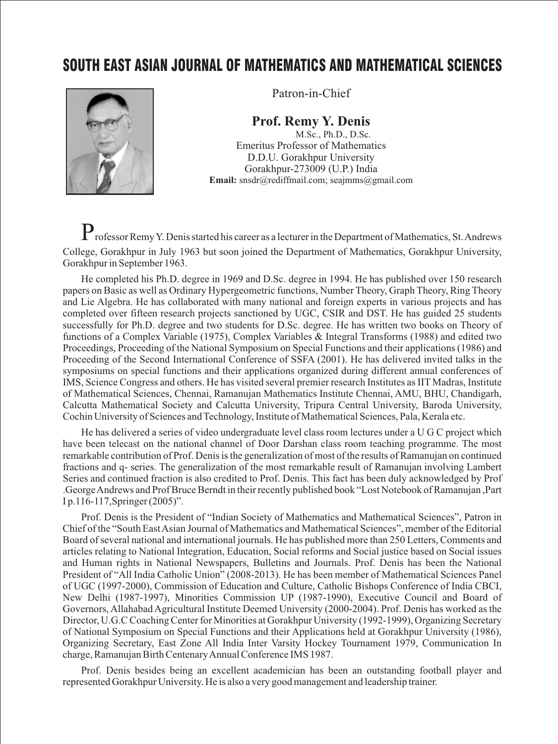# SOUTH EAST ASIAN JOURNAL OF MATHEMATICS AND MATHEMATICAL SCIENCES

Patron-in-Chief

**Prof. Remy Y. Denis**

M.Sc., Ph.D., D.Sc.
Emeritus Professor of Mathematics
D.D.U. Gorakhpur University
Gorakhpur-273009 (U.P.) India
**Email:** snsdr@rediffmail.com; seajmms@gmail.com

Professor Remy Y. Denis started his career as a lecturer in the Department of Mathematics, St. Andrews College, Gorakhpur in July 1963 but soon joined the Department of Mathematics, Gorakhpur University, Gorakhpur in September 1963.

He completed his Ph.D. degree in 1969 and D.Sc. degree in 1994. He has published over 150 research papers on Basic as well as Ordinary Hypergeometric functions, Number Theory, Graph Theory, Ring Theory and Lie Algebra. He has collaborated with many national and foreign experts in various projects and has completed over fifteen research projects sanctioned by UGC, CSIR and DST. He has guided 25 students successfully for Ph.D. degree and two students for D.Sc. degree. He has written two books on Theory of functions of a Complex Variable (1975), Complex Variables & Integral Transforms (1988) and edited two Proceedings, Proceeding of the National Symposium on Special Functions and their applications (1986) and Proceeding of the Second International Conference of SSFA (2001). He has delivered invited talks in the symposiums on special functions and their applications organized during different annual conferences of IMS, Science Congress and others. He has visited several premier research Institutes as IIT Madras, Institute of Mathematical Sciences, Chennai, Ramanujan Mathematics Institute Chennai, AMU, BHU, Chandigarh, Calcutta Mathematical Society and Calcutta University, Tripura Central University, Baroda University, Cochin University of Sciences and Technology, Institute of Mathematical Sciences, Pala, Kerala etc.

He has delivered a series of video undergraduate level class room lectures under a U G C project which have been telecast on the national channel of Door Darshan class room teaching programme. The most remarkable contribution of Prof. Denis is the generalization of most of the results of Ramanujan on continued fractions and q- series. The generalization of the most remarkable result of Ramanujan involving Lambert Series and continued fraction is also credited to Prof. Denis. This fact has been duly acknowledged by Prof .George Andrews and Prof Bruce Berndt in their recently published book "Lost Notebook of Ramanujan ,Part I p.116-117,Springer (2005)".

Prof. Denis is the President of "Indian Society of Mathematics and Mathematical Sciences", Patron in Chief of the "South East Asian Journal of Mathematics and Mathematical Sciences", member of the Editorial Board of several national and international journals. He has published more than 250 Letters, Comments and articles relating to National Integration, Education, Social reforms and Social justice based on Social issues and Human rights in National Newspapers, Bulletins and Journals. Prof. Denis has been the National President of "All India Catholic Union" (2008-2013). He has been member of Mathematical Sciences Panel of UGC (1997-2000), Commission of Education and Culture, Catholic Bishops Conference of India CBCI, New Delhi (1987-1997), Minorities Commission UP (1987-1990), Executive Council and Board of Governors, Allahabad Agricultural Institute Deemed University (2000-2004). Prof. Denis has worked as the Director, U.G.C Coaching Center for Minorities at Gorakhpur University (1992-1999), Organizing Secretary of National Symposium on Special Functions and their Applications held at Gorakhpur University (1986), Organizing Secretary, East Zone All India Inter Varsity Hockey Tournament 1979, Communication In charge, Ramanujan Birth Centenary Annual Conference IMS 1987.

Prof. Denis besides being an excellent academician has been an outstanding football player and represented Gorakhpur University. He is also a very good management and leadership trainer.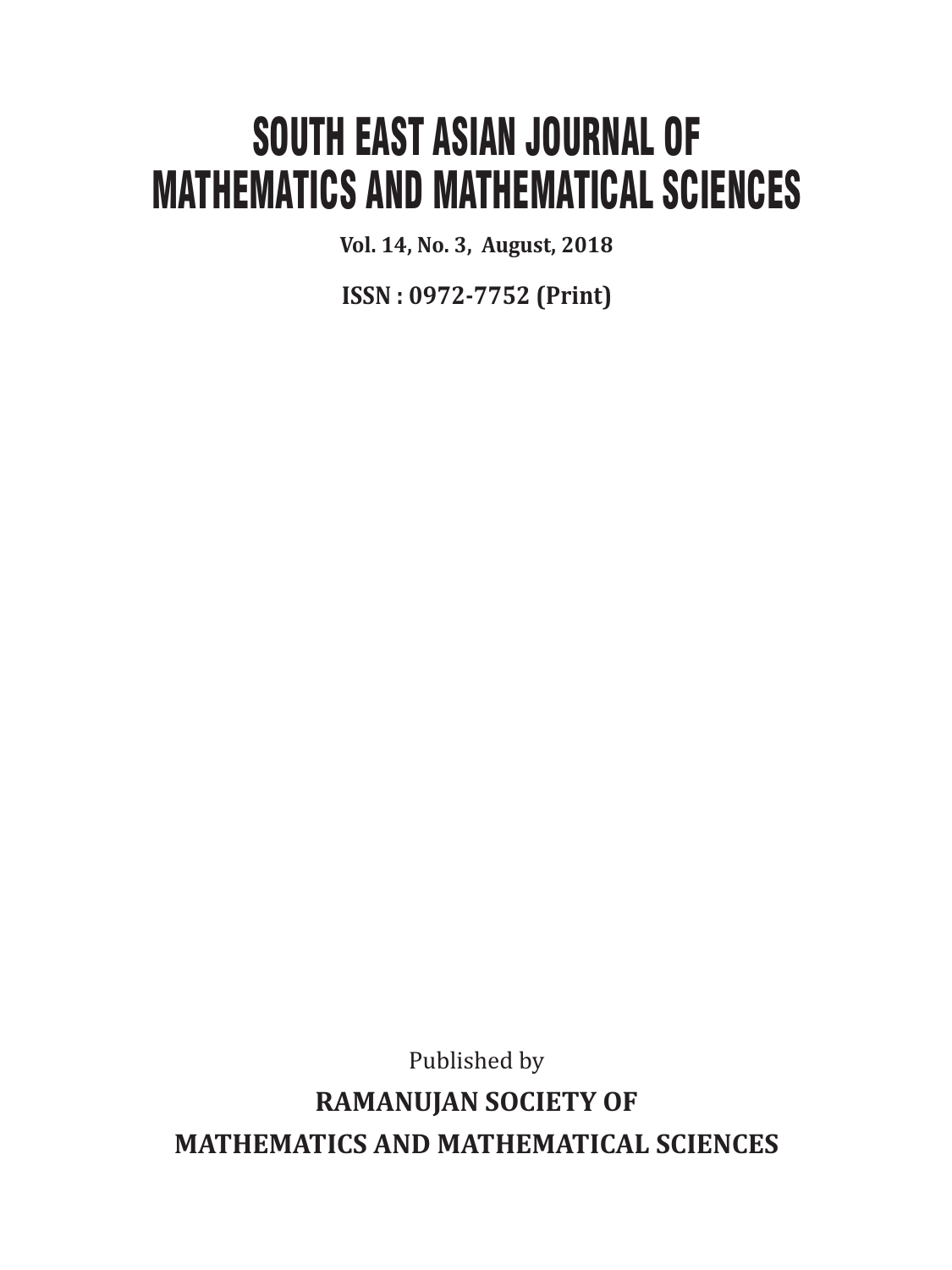# SOUTH EAST ASIAN JOURNAL OF MATHEMATICS AND MATHEMATICAL SCIENCES

**Vol. 14, No. 3, August, 2018**

**ISSN : 0972-7752 (Print)**

Published by

**RAMANUJAN SOCIETY OF MATHEMATICS AND MATHEMATICAL SCIENCES**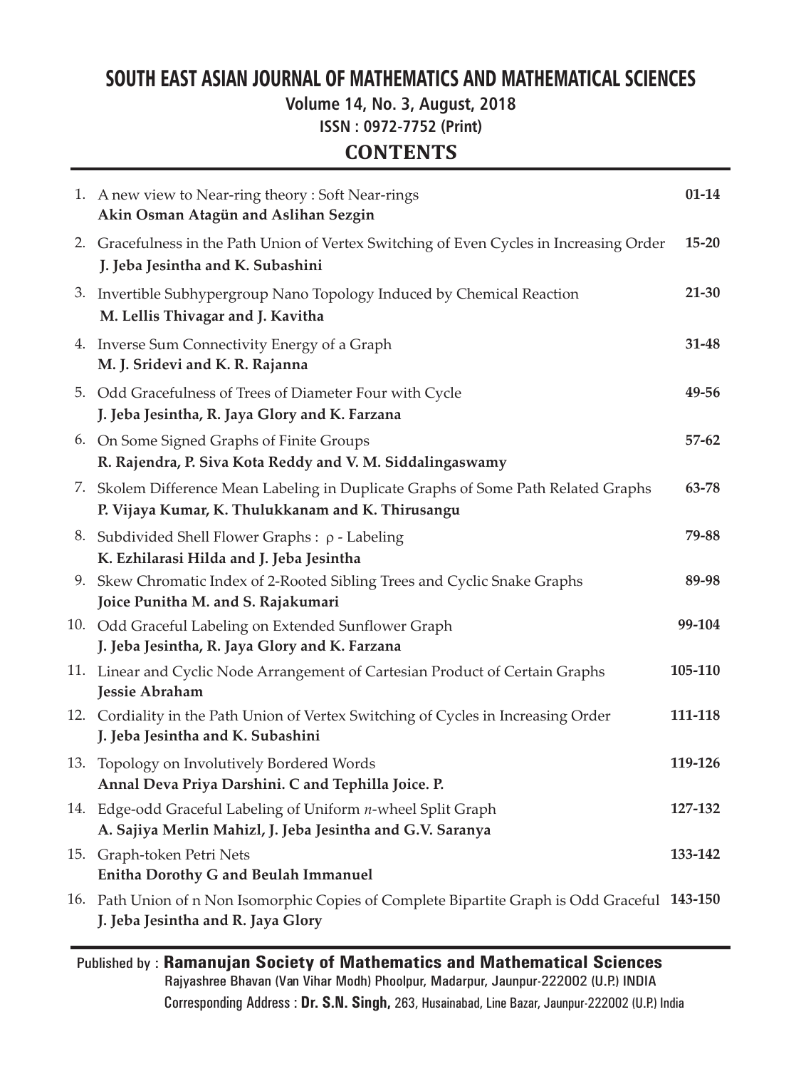# SOUTH EAST ASIAN JOURNAL OF MATHEMATICS AND MATHEMATICAL SCIENCES

**Volume 14, No. 3, August, 2018**

**ISSN : 0972-7752 (Print)**

## CONTENTS

1. A new view to Near-ring theory : Soft Near-rings — **01-14**
   **Akin Osman Atagün and Aslihan Sezgin**
2. Gracefulness in the Path Union of Vertex Switching of Even Cycles in Increasing Order — **15-20**
   **J. Jeba Jesintha and K. Subashini**
3. Invertible Subhypergroup Nano Topology Induced by Chemical Reaction — **21-30**
   **M. Lellis Thivagar and J. Kavitha**
4. Inverse Sum Connectivity Energy of a Graph — **31-48**
   **M. J. Sridevi and K. R. Rajanna**
5. Odd Gracefulness of Trees of Diameter Four with Cycle — **49-56**
   **J. Jeba Jesintha, R. Jaya Glory and K. Farzana**
6. On Some Signed Graphs of Finite Groups — **57-62**
   **R. Rajendra, P. Siva Kota Reddy and V. M. Siddalingaswamy**
7. Skolem Difference Mean Labeling in Duplicate Graphs of Some Path Related Graphs — **63-78**
   **P. Vijaya Kumar, K. Thulukkanam and K. Thirusangu**
8. Subdivided Shell Flower Graphs : $\rho$ - Labeling — **79-88**
   **K. Ezhilarasi Hilda and J. Jeba Jesintha**
9. Skew Chromatic Index of 2-Rooted Sibling Trees and Cyclic Snake Graphs — **89-98**
   **Joice Punitha M. and S. Rajakumari**
10. Odd Graceful Labeling on Extended Sunflower Graph — **99-104**
    **J. Jeba Jesintha, R. Jaya Glory and K. Farzana**
11. Linear and Cyclic Node Arrangement of Cartesian Product of Certain Graphs — **105-110**
    **Jessie Abraham**
12. Cordiality in the Path Union of Vertex Switching of Cycles in Increasing Order — **111-118**
    **J. Jeba Jesintha and K. Subashini**
13. Topology on Involutively Bordered Words — **119-126**
    **Annal Deva Priya Darshini. C and Tephilla Joice. P.**
14. Edge-odd Graceful Labeling of Uniform $n$-wheel Split Graph — **127-132**
    **A. Sajiya Merlin Mahizl, J. Jeba Jesintha and G.V. Saranya**
15. Graph-token Petri Nets — **133-142**
    **Enitha Dorothy G and Beulah Immanuel**
16. Path Union of n Non Isomorphic Copies of Complete Bipartite Graph is Odd Graceful — **143-150**
    **J. Jeba Jesintha and R. Jaya Glory**

Published by : **Ramanujan Society of Mathematics and Mathematical Sciences**
Rajyashree Bhavan (Van Vihar Modh) Phoolpur, Madarpur, Jaunpur-222002 (U.P.) INDIA
Corresponding Address : **Dr. S.N. Singh,** 263, Husainabad, Line Bazar, Jaunpur-222002 (U.P.) India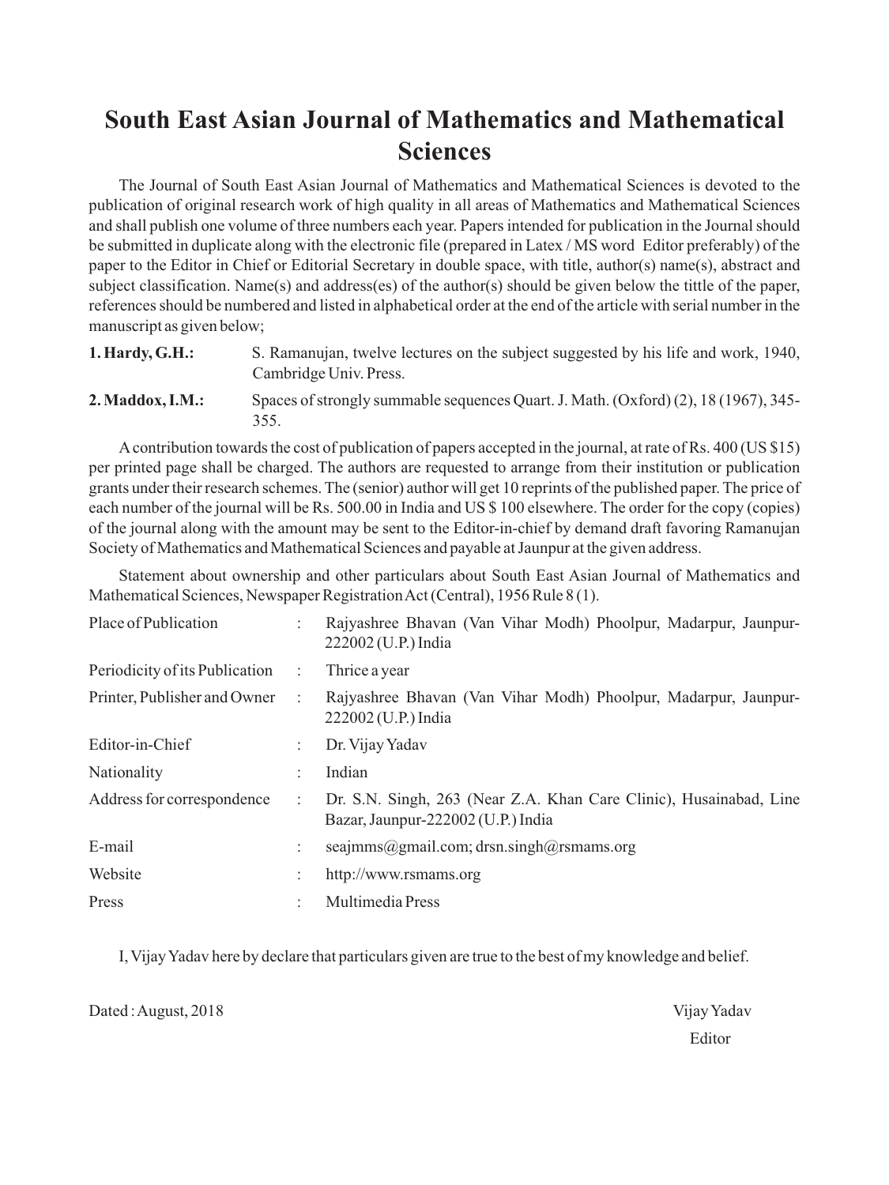# South East Asian Journal of Mathematics and Mathematical Sciences

The Journal of South East Asian Journal of Mathematics and Mathematical Sciences is devoted to the publication of original research work of high quality in all areas of Mathematics and Mathematical Sciences and shall publish one volume of three numbers each year. Papers intended for publication in the Journal should be submitted in duplicate along with the electronic file (prepared in Latex / MS word Editor preferably) of the paper to the Editor in Chief or Editorial Secretary in double space, with title, author(s) name(s), abstract and subject classification. Name(s) and address(es) of the author(s) should be given below the tittle of the paper, references should be numbered and listed in alphabetical order at the end of the article with serial number in the manuscript as given below;

**1. Hardy, G.H.:** S. Ramanujan, twelve lectures on the subject suggested by his life and work, 1940, Cambridge Univ. Press.

**2. Maddox, I.M.:** Spaces of strongly summable sequences Quart. J. Math. (Oxford) (2), 18 (1967), 345-355.

A contribution towards the cost of publication of papers accepted in the journal, at rate of Rs. 400 (US $15) per printed page shall be charged. The authors are requested to arrange from their institution or publication grants under their research schemes. The (senior) author will get 10 reprints of the published paper. The price of each number of the journal will be Rs. 500.00 in India and US $ 100 elsewhere. The order for the copy (copies) of the journal along with the amount may be sent to the Editor-in-chief by demand draft favoring Ramanujan Society of Mathematics and Mathematical Sciences and payable at Jaunpur at the given address.

Statement about ownership and other particulars about South East Asian Journal of Mathematics and Mathematical Sciences, Newspaper Registration Act (Central), 1956 Rule 8 (1).

| | | |
|---|---|---|
| Place of Publication | : | Rajyashree Bhavan (Van Vihar Modh) Phoolpur, Madarpur, Jaunpur-222002 (U.P.) India |
| Periodicity of its Publication | : | Thrice a year |
| Printer, Publisher and Owner | : | Rajyashree Bhavan (Van Vihar Modh) Phoolpur, Madarpur, Jaunpur-222002 (U.P.) India |
| Editor-in-Chief | : | Dr. Vijay Yadav |
| Nationality | : | Indian |
| Address for correspondence | : | Dr. S.N. Singh, 263 (Near Z.A. Khan Care Clinic), Husainabad, Line Bazar, Jaunpur-222002 (U.P.) India |
| E-mail | : | seajmms@gmail.com; drsn.singh@rsmams.org |
| Website | : | http://www.rsmams.org |
| Press | : | Multimedia Press |

I, Vijay Yadav here by declare that particulars given are true to the best of my knowledge and belief.

Dated : August, 2018

Vijay Yadav
Editor